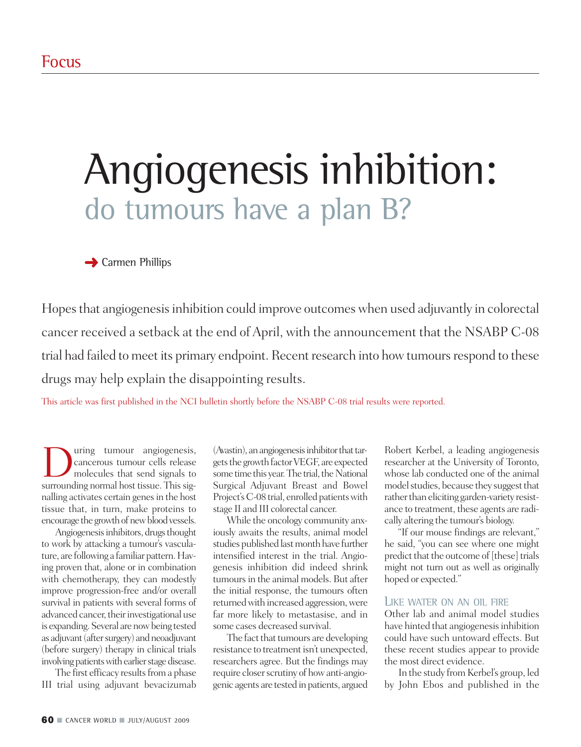# Angiogenesis inhibition: do tumours have a plan B?

Carmen Phillips

Hopes that angiogenesis inhibition could improve outcomes when used adjuvantly in colorectal cancer received a setback at the end of April, with the announcement that the NSABP C-08 trial had failed to meet its primary endpoint. Recent research into how tumours respond to these drugs may help explain the disappointing results.

This article was first published in the NCI bulletin shortly before the NSABP C-08 trial results were reported.

During tumour angiogenesis, cancerous tumour cells release molecules that send signals to surrounding normal host tissue. This signalling activates certain genes in the host tissue that, in turn, make proteins to encourage the growth of new blood vessels.

Angiogenesis inhibitors, drugs thought to work by attacking a tumour's vasculature, are following a familiar pattern. Having proven that, alone or in combination with chemotherapy, they can modestly improve progression-free and/or overall survival in patients with several forms of advanced cancer, their investigational use is expanding. Several are now being tested as adjuvant (after surgery) and neoadjuvant (before surgery) therapy in clinical trials involving patients with earlier stage disease.

The first efficacy results from a phase III trial using adjuvant bevacizumab (Avastin), an angiogenesis inhibitor that targets the growth factor VEGF, are expected some time this year. The trial, the National Surgical Adjuvant Breast and Bowel Project's C-08 trial, enrolled patients with stage II and III colorectal cancer.

While the oncology community anxiously awaits the results, animal model studies published last month have further intensified interest in the trial. Angiogenesis inhibition did indeed shrink tumours in the animal models. But after the initial response, the tumours often returned with increased aggression, were far more likely to metastasise, and in some cases decreased survival.

The fact that tumours are developing resistance to treatment isn't unexpected, researchers agree. But the findings may require closer scrutiny of how anti-angiogenic agents are tested in patients, argued Robert Kerbel, a leading angiogenesis researcher at the University of Toronto, whose lab conducted one of the animal model studies, because they suggest that rather than eliciting garden-variety resistance to treatment, these agents are radically altering the tumour's biology.

"If our mouse findings are relevant," he said, "you can see where one might predict that the outcome of [these] trials might not turn out as well as originally hoped or expected."

## Like water on an oil fire

Other lab and animal model studies have hinted that angiogenesis inhibition could have such untoward effects. But these recent studies appear to provide the most direct evidence.

In the study from Kerbel's group, led by John Ebos and published in the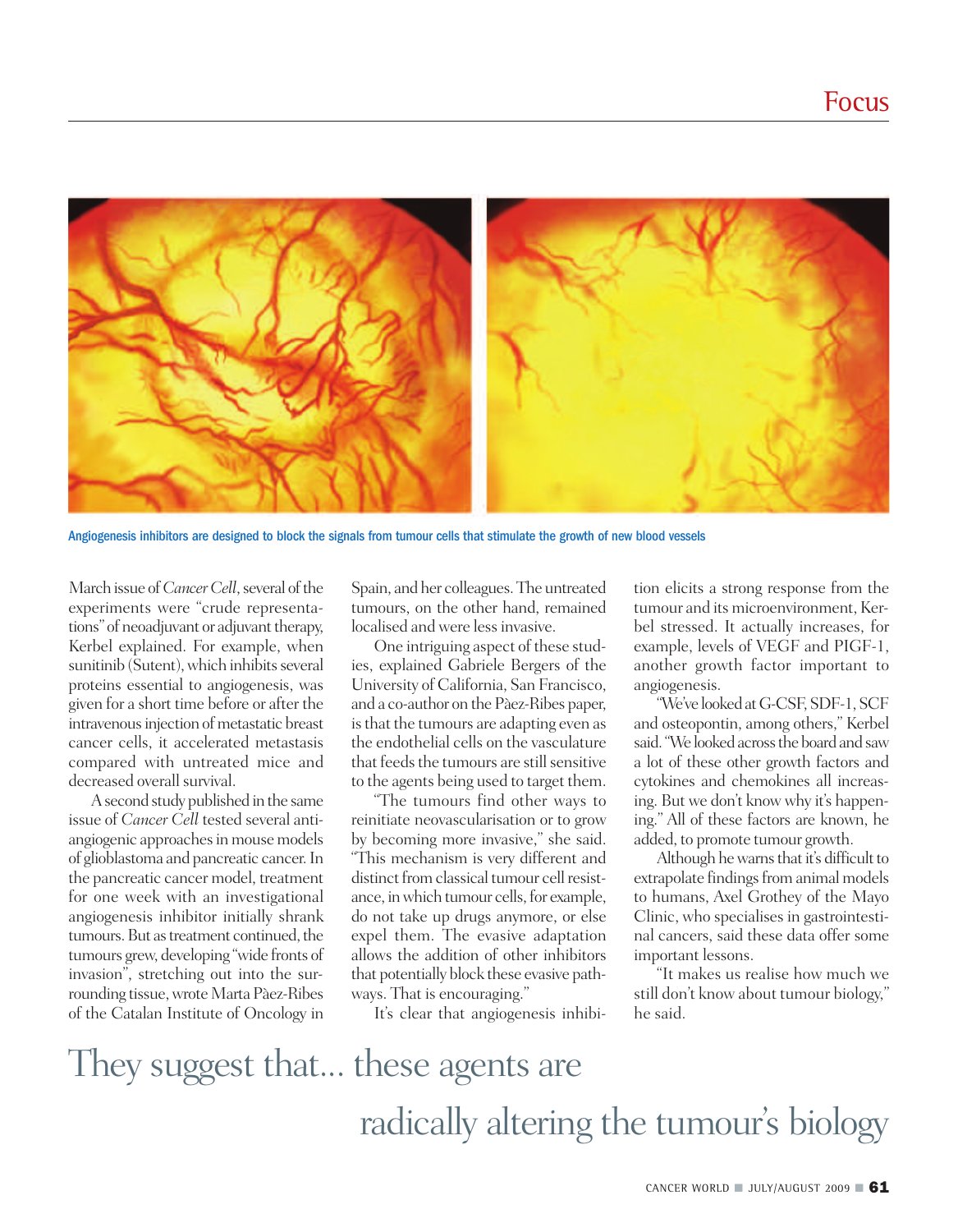Angiogenesis inhibitors are designed to block the signals from tumour cells that stimulate the growth of new blood vessels

March issue of *Cancer Cell*, several of the experiments were "crude representations" of neoadjuvant or adjuvant therapy, Kerbel explained. For example, when sunitinib (Sutent), which inhibits several proteins essential to angiogenesis, was given for a short time before or after the intravenous injection of metastatic breast cancer cells, it accelerated metastasis compared with untreated mice and decreased overall survival.

A second study published in the same issue of *Cancer Cell* tested several anti-angiogenic approaches in mouse models of glioblastoma and pancreatic cancer. In the pancreatic cancer model, treatment for one week with an investigational angiogenesis inhibitor initially shrank tumours. But as treatment continued, the tumours grew, developing "wide fronts of invasion", stretching out into the surrounding tissue, wrote Marta Pàez-Ribes of the Catalan Institute of Oncology in Spain, and her colleagues. The untreated tumours, on the other hand, remained localised and were less invasive.

One intriguing aspect of these studies, explained Gabriele Bergers of the University of California, San Francisco, and a co-author on the Pàez-Ribes paper, is that the tumours are adapting even as the endothelial cells on the vasculature that feeds the tumours are still sensitive to the agents being used to target them.

"The tumours find other ways to reinitiate neovascularisation or to grow by becoming more invasive," she said. "This mechanism is very different and distinct from classical tumour cell resistance, in which tumour cells, for example, do not take up drugs anymore, or else expel them. The evasive adaptation allows the addition of other inhibitors that potentially block these evasive pathways. That is encouraging."

It's clear that angiogenesis inhibition elicits a strong response from the tumour and its microenvironment, Kerbel stressed. It actually increases, for example, levels of VEGF and PIGF-1, another growth factor important to angiogenesis.

"We've looked at G-CSF, SDF-1, SCF and osteopontin, among others," Kerbel said. "We looked across the board and saw a lot of these other growth factors and cytokines and chemokines all increasing. But we don't know why it's happening." All of these factors are known, he added, to promote tumour growth.

Although he warns that it's difficult to extrapolate findings from animal models to humans, Axel Grothey of the Mayo Clinic, who specialises in gastrointestinal cancers, said these data offer some important lessons.

"It makes us realise how much we still don't know about tumour biology," he said.

They suggest that... these agents are radically altering the tumour's biology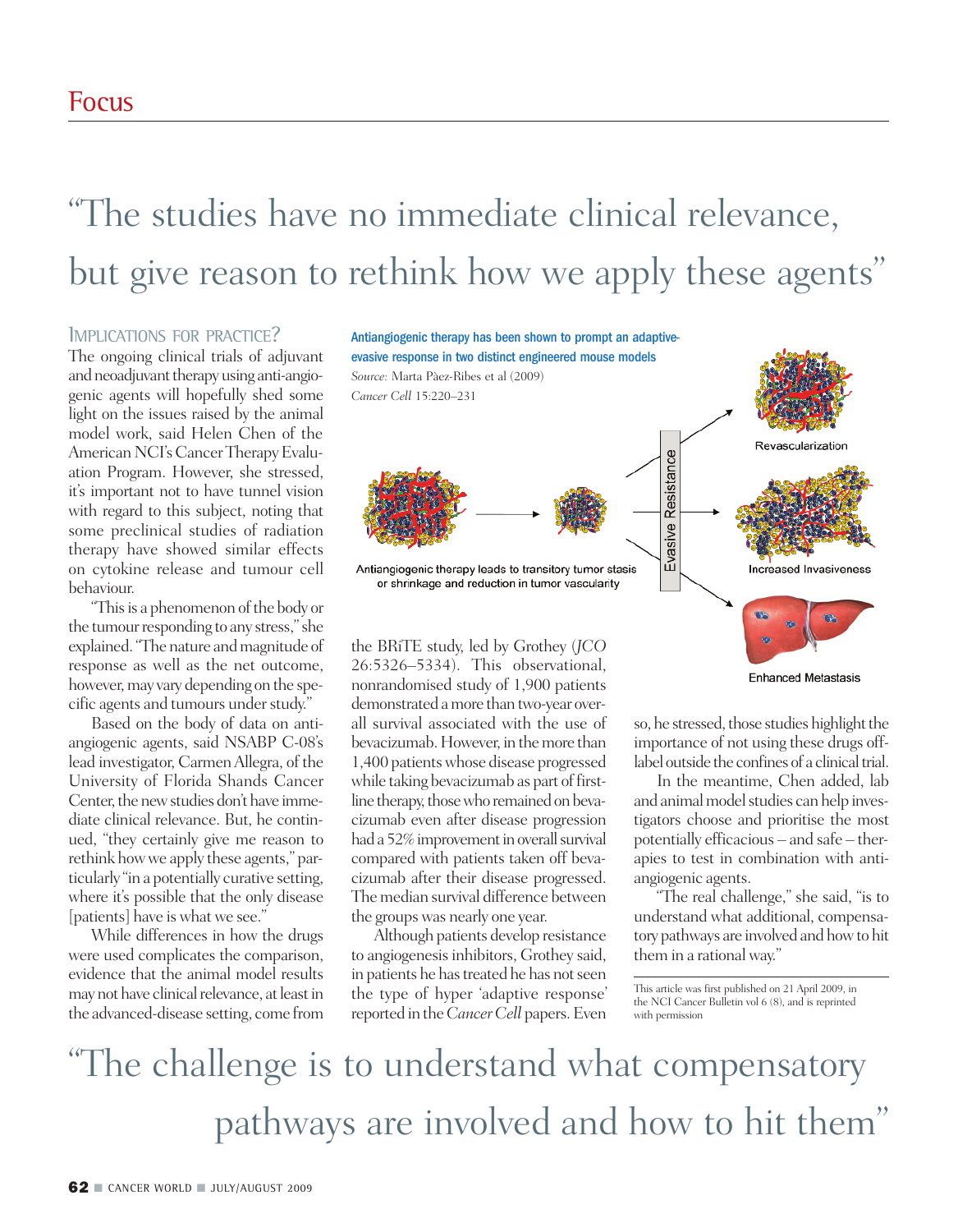"The studies have no immediate clinical relevance, but give reason to rethink how we apply these agents"

## Implications for practice?

The ongoing clinical trials of adjuvant and neoadjuvant therapy using anti-angiogenic agents will hopefully shed some light on the issues raised by the animal model work, said Helen Chen of the American NCI's Cancer Therapy Evaluation Program. However, she stressed, it's important not to have tunnel vision with regard to this subject, noting that some preclinical studies of radiation therapy have showed similar effects on cytokine release and tumour cell behaviour.

"This is a phenomenon of the body or the tumour responding to any stress," she explained. "The nature and magnitude of response as well as the net outcome, however, may vary depending on the specific agents and tumours under study."

Based on the body of data on anti-angiogenic agents, said NSABP C-08's lead investigator, Carmen Allegra, of the University of Florida Shands Cancer Center, the new studies don't have immediate clinical relevance. But, he continued, "they certainly give me reason to rethink how we apply these agents," particularly "in a potentially curative setting, where it's possible that the only disease [patients] have is what we see."

While differences in how the drugs were used complicates the comparison, evidence that the animal model results may not have clinical relevance, at least in the advanced-disease setting, come from the BRiTE study, led by Grothey (*JCO* 26:5326–5334). This observational, nonrandomised study of 1,900 patients demonstrated a more than two-year overall survival associated with the use of bevacizumab. However, in the more than 1,400 patients whose disease progressed while taking bevacizumab as part of first-line therapy, those who remained on bevacizumab even after disease progression had a 52% improvement in overall survival compared with patients taken off bevacizumab after their disease progressed. The median survival difference between the groups was nearly one year.

Although patients develop resistance to angiogenesis inhibitors, Grothey said, in patients he has treated he has not seen the type of hyper 'adaptive response' reported in the *Cancer Cell* papers. Even so, he stressed, those studies highlight the importance of not using these drugs off-label outside the confines of a clinical trial.

In the meantime, Chen added, lab and animal model studies can help investigators choose and prioritise the most potentially efficacious – and safe – therapies to test in combination with anti-angiogenic agents.

"The real challenge," she said, "is to understand what additional, compensatory pathways are involved and how to hit them in a rational way."

**Antiangiogenic therapy has been shown to prompt an adaptive-evasive response in two distinct engineered mouse models**
*Source:* Marta Pàez-Ribes et al (2009) *Cancer Cell* 15:220–231

Antiangiogenic therapy leads to transitory tumor stasis or shrinkage and reduction in tumor vasculature

Evasive Resistance

Revascularization

Increased Invasiveness

Enhanced Metastasis

This article was first published on 21 April 2009, in the NCI Cancer Bulletin vol 6 (8), and is reprinted with permission

"The challenge is to understand what compensatory pathways are involved and how to hit them"